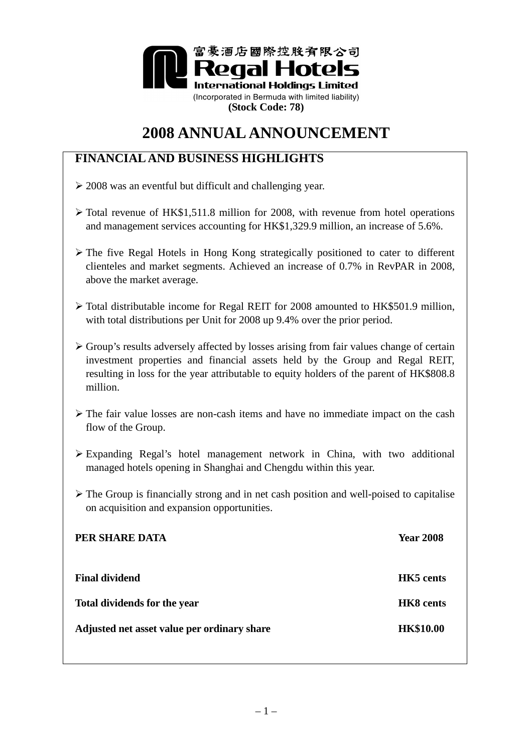富豪酒店國際控股有限公司
**Regal Hotels International Holdings Limited**
(Incorporated in Bermuda with limited liability)
**(Stock Code: 78)**

# 2008 ANNUAL ANNOUNCEMENT

## FINANCIAL AND BUSINESS HIGHLIGHTS

- 2008 was an eventful but difficult and challenging year.
- Total revenue of HK$1,511.8 million for 2008, with revenue from hotel operations and management services accounting for HK$1,329.9 million, an increase of 5.6%.
- The five Regal Hotels in Hong Kong strategically positioned to cater to different clienteles and market segments. Achieved an increase of 0.7% in RevPAR in 2008, above the market average.
- Total distributable income for Regal REIT for 2008 amounted to HK$501.9 million, with total distributions per Unit for 2008 up 9.4% over the prior period.
- Group's results adversely affected by losses arising from fair values change of certain investment properties and financial assets held by the Group and Regal REIT, resulting in loss for the year attributable to equity holders of the parent of HK$808.8 million.
- The fair value losses are non-cash items and have no immediate impact on the cash flow of the Group.
- Expanding Regal's hotel management network in China, with two additional managed hotels opening in Shanghai and Chengdu within this year.
- The Group is financially strong and in net cash position and well-poised to capitalise on acquisition and expansion opportunities.

| PER SHARE DATA | Year 2008 |
|---|---|
| Final dividend | HK5 cents |
| Total dividends for the year | HK8 cents |
| Adjusted net asset value per ordinary share | HK$10.00 |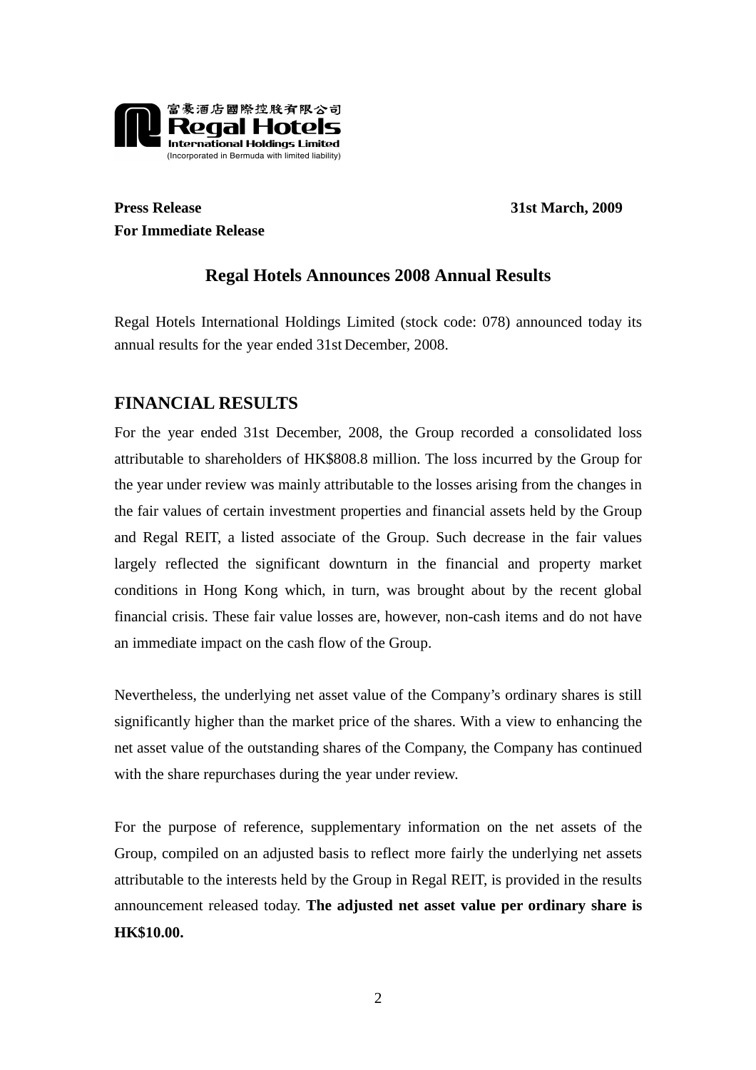富豪酒店國際控股有限公司
**Regal Hotels International Holdings Limited**
(Incorporated in Bermuda with limited liability)

**Press Release** **31st March, 2009**
**For Immediate Release**

## Regal Hotels Announces 2008 Annual Results

Regal Hotels International Holdings Limited (stock code: 078) announced today its annual results for the year ended 31st December, 2008.

## FINANCIAL RESULTS

For the year ended 31st December, 2008, the Group recorded a consolidated loss attributable to shareholders of HK$808.8 million. The loss incurred by the Group for the year under review was mainly attributable to the losses arising from the changes in the fair values of certain investment properties and financial assets held by the Group and Regal REIT, a listed associate of the Group. Such decrease in the fair values largely reflected the significant downturn in the financial and property market conditions in Hong Kong which, in turn, was brought about by the recent global financial crisis. These fair value losses are, however, non-cash items and do not have an immediate impact on the cash flow of the Group.

Nevertheless, the underlying net asset value of the Company's ordinary shares is still significantly higher than the market price of the shares. With a view to enhancing the net asset value of the outstanding shares of the Company, the Company has continued with the share repurchases during the year under review.

For the purpose of reference, supplementary information on the net assets of the Group, compiled on an adjusted basis to reflect more fairly the underlying net assets attributable to the interests held by the Group in Regal REIT, is provided in the results announcement released today. **The adjusted net asset value per ordinary share is HK$10.00.**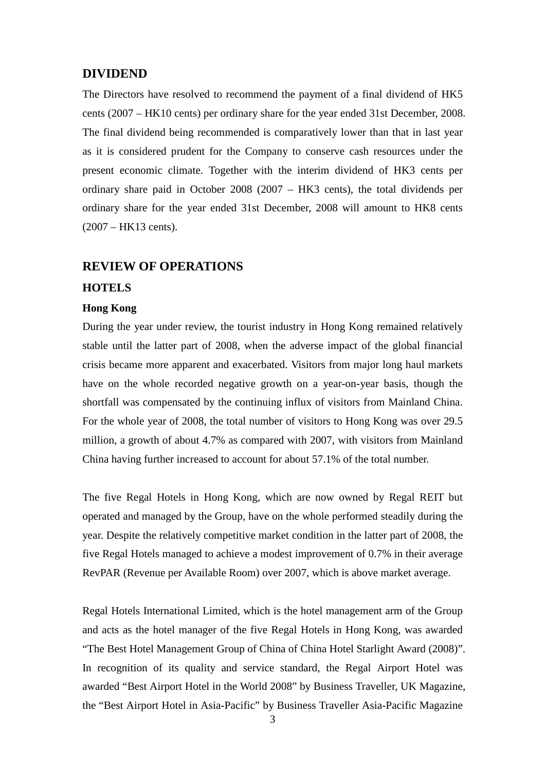## DIVIDEND

The Directors have resolved to recommend the payment of a final dividend of HK5 cents (2007 – HK10 cents) per ordinary share for the year ended 31st December, 2008. The final dividend being recommended is comparatively lower than that in last year as it is considered prudent for the Company to conserve cash resources under the present economic climate. Together with the interim dividend of HK3 cents per ordinary share paid in October 2008 (2007 – HK3 cents), the total dividends per ordinary share for the year ended 31st December, 2008 will amount to HK8 cents (2007 – HK13 cents).

## REVIEW OF OPERATIONS

### HOTELS

#### Hong Kong

During the year under review, the tourist industry in Hong Kong remained relatively stable until the latter part of 2008, when the adverse impact of the global financial crisis became more apparent and exacerbated. Visitors from major long haul markets have on the whole recorded negative growth on a year-on-year basis, though the shortfall was compensated by the continuing influx of visitors from Mainland China. For the whole year of 2008, the total number of visitors to Hong Kong was over 29.5 million, a growth of about 4.7% as compared with 2007, with visitors from Mainland China having further increased to account for about 57.1% of the total number.

The five Regal Hotels in Hong Kong, which are now owned by Regal REIT but operated and managed by the Group, have on the whole performed steadily during the year. Despite the relatively competitive market condition in the latter part of 2008, the five Regal Hotels managed to achieve a modest improvement of 0.7% in their average RevPAR (Revenue per Available Room) over 2007, which is above market average.

Regal Hotels International Limited, which is the hotel management arm of the Group and acts as the hotel manager of the five Regal Hotels in Hong Kong, was awarded "The Best Hotel Management Group of China of China Hotel Starlight Award (2008)". In recognition of its quality and service standard, the Regal Airport Hotel was awarded "Best Airport Hotel in the World 2008" by Business Traveller, UK Magazine, the "Best Airport Hotel in Asia-Pacific" by Business Traveller Asia-Pacific Magazine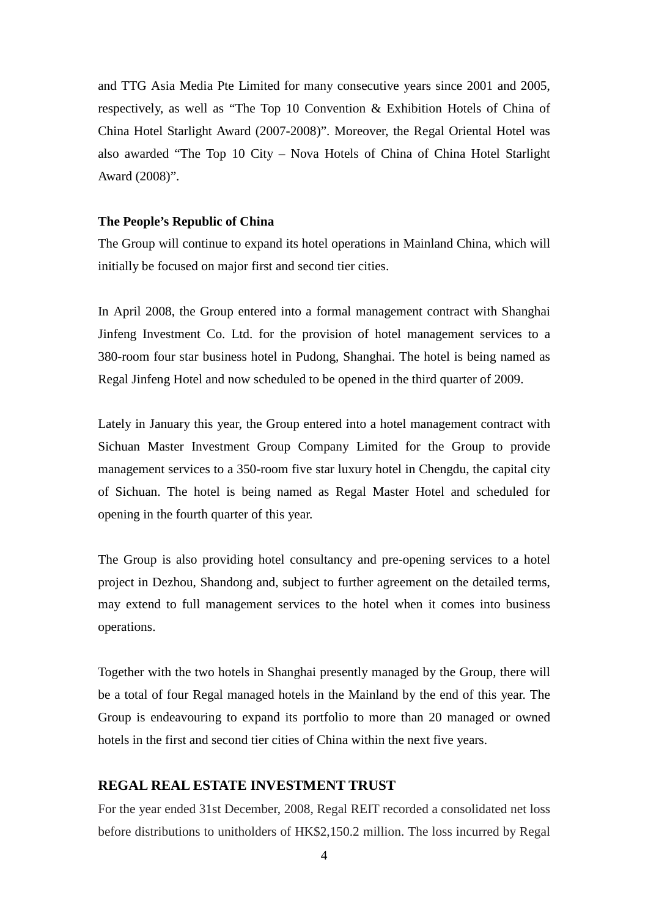and TTG Asia Media Pte Limited for many consecutive years since 2001 and 2005, respectively, as well as "The Top 10 Convention & Exhibition Hotels of China of China Hotel Starlight Award (2007-2008)". Moreover, the Regal Oriental Hotel was also awarded "The Top 10 City – Nova Hotels of China of China Hotel Starlight Award (2008)".

**The People's Republic of China**

The Group will continue to expand its hotel operations in Mainland China, which will initially be focused on major first and second tier cities.

In April 2008, the Group entered into a formal management contract with Shanghai Jinfeng Investment Co. Ltd. for the provision of hotel management services to a 380-room four star business hotel in Pudong, Shanghai. The hotel is being named as Regal Jinfeng Hotel and now scheduled to be opened in the third quarter of 2009.

Lately in January this year, the Group entered into a hotel management contract with Sichuan Master Investment Group Company Limited for the Group to provide management services to a 350-room five star luxury hotel in Chengdu, the capital city of Sichuan. The hotel is being named as Regal Master Hotel and scheduled for opening in the fourth quarter of this year.

The Group is also providing hotel consultancy and pre-opening services to a hotel project in Dezhou, Shandong and, subject to further agreement on the detailed terms, may extend to full management services to the hotel when it comes into business operations.

Together with the two hotels in Shanghai presently managed by the Group, there will be a total of four Regal managed hotels in the Mainland by the end of this year. The Group is endeavouring to expand its portfolio to more than 20 managed or owned hotels in the first and second tier cities of China within the next five years.

## REGAL REAL ESTATE INVESTMENT TRUST

For the year ended 31st December, 2008, Regal REIT recorded a consolidated net loss before distributions to unitholders of HK$2,150.2 million. The loss incurred by Regal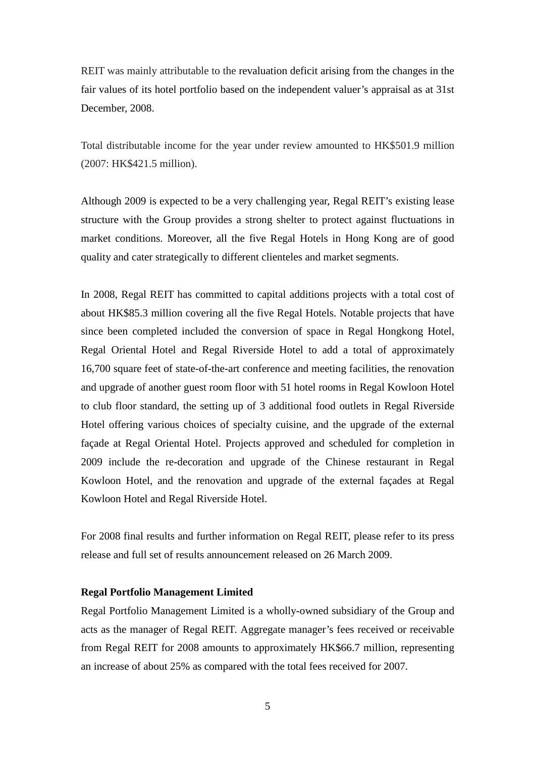REIT was mainly attributable to the revaluation deficit arising from the changes in the fair values of its hotel portfolio based on the independent valuer's appraisal as at 31st December, 2008.

Total distributable income for the year under review amounted to HK$501.9 million (2007: HK$421.5 million).

Although 2009 is expected to be a very challenging year, Regal REIT's existing lease structure with the Group provides a strong shelter to protect against fluctuations in market conditions. Moreover, all the five Regal Hotels in Hong Kong are of good quality and cater strategically to different clienteles and market segments.

In 2008, Regal REIT has committed to capital additions projects with a total cost of about HK$85.3 million covering all the five Regal Hotels. Notable projects that have since been completed included the conversion of space in Regal Hongkong Hotel, Regal Oriental Hotel and Regal Riverside Hotel to add a total of approximately 16,700 square feet of state-of-the-art conference and meeting facilities, the renovation and upgrade of another guest room floor with 51 hotel rooms in Regal Kowloon Hotel to club floor standard, the setting up of 3 additional food outlets in Regal Riverside Hotel offering various choices of specialty cuisine, and the upgrade of the external façade at Regal Oriental Hotel. Projects approved and scheduled for completion in 2009 include the re-decoration and upgrade of the Chinese restaurant in Regal Kowloon Hotel, and the renovation and upgrade of the external façades at Regal Kowloon Hotel and Regal Riverside Hotel.

For 2008 final results and further information on Regal REIT, please refer to its press release and full set of results announcement released on 26 March 2009.

**Regal Portfolio Management Limited**

Regal Portfolio Management Limited is a wholly-owned subsidiary of the Group and acts as the manager of Regal REIT. Aggregate manager's fees received or receivable from Regal REIT for 2008 amounts to approximately HK$66.7 million, representing an increase of about 25% as compared with the total fees received for 2007.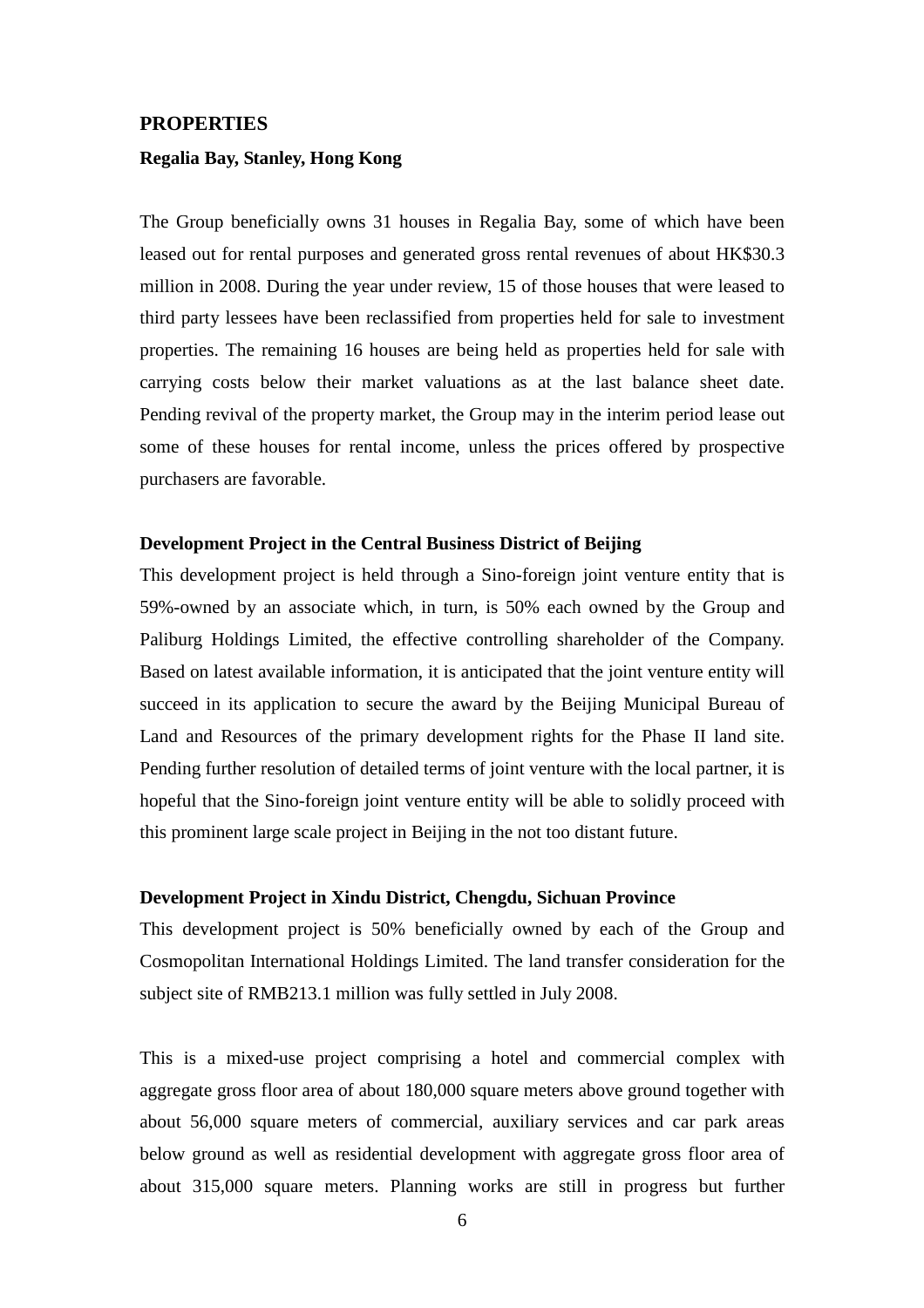## PROPERTIES

### Regalia Bay, Stanley, Hong Kong

The Group beneficially owns 31 houses in Regalia Bay, some of which have been leased out for rental purposes and generated gross rental revenues of about HK$30.3 million in 2008. During the year under review, 15 of those houses that were leased to third party lessees have been reclassified from properties held for sale to investment properties. The remaining 16 houses are being held as properties held for sale with carrying costs below their market valuations as at the last balance sheet date. Pending revival of the property market, the Group may in the interim period lease out some of these houses for rental income, unless the prices offered by prospective purchasers are favorable.

### Development Project in the Central Business District of Beijing

This development project is held through a Sino-foreign joint venture entity that is 59%-owned by an associate which, in turn, is 50% each owned by the Group and Paliburg Holdings Limited, the effective controlling shareholder of the Company. Based on latest available information, it is anticipated that the joint venture entity will succeed in its application to secure the award by the Beijing Municipal Bureau of Land and Resources of the primary development rights for the Phase II land site. Pending further resolution of detailed terms of joint venture with the local partner, it is hopeful that the Sino-foreign joint venture entity will be able to solidly proceed with this prominent large scale project in Beijing in the not too distant future.

### Development Project in Xindu District, Chengdu, Sichuan Province

This development project is 50% beneficially owned by each of the Group and Cosmopolitan International Holdings Limited. The land transfer consideration for the subject site of RMB213.1 million was fully settled in July 2008.

This is a mixed-use project comprising a hotel and commercial complex with aggregate gross floor area of about 180,000 square meters above ground together with about 56,000 square meters of commercial, auxiliary services and car park areas below ground as well as residential development with aggregate gross floor area of about 315,000 square meters. Planning works are still in progress but further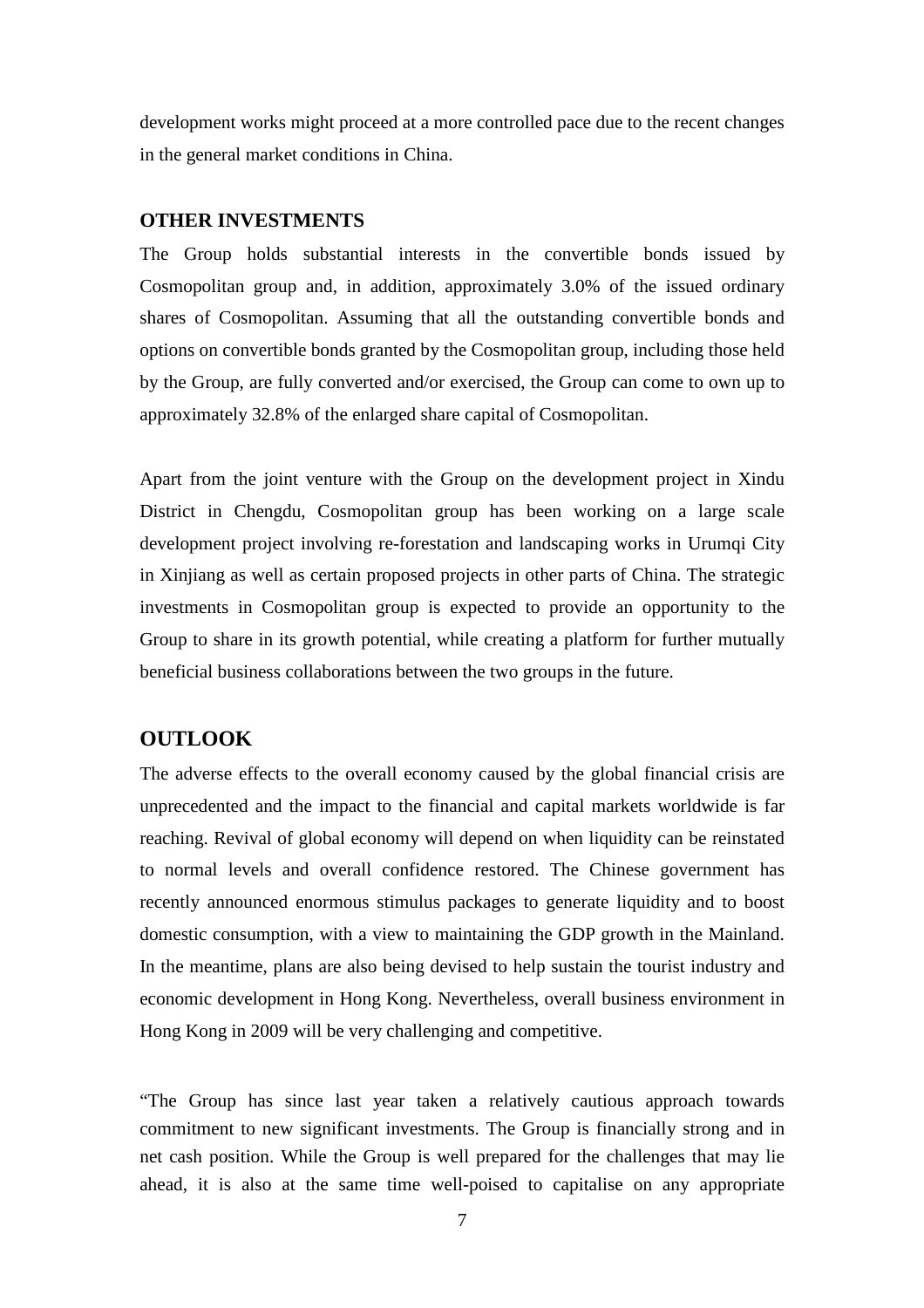development works might proceed at a more controlled pace due to the recent changes in the general market conditions in China.

## OTHER INVESTMENTS

The Group holds substantial interests in the convertible bonds issued by Cosmopolitan group and, in addition, approximately 3.0% of the issued ordinary shares of Cosmopolitan. Assuming that all the outstanding convertible bonds and options on convertible bonds granted by the Cosmopolitan group, including those held by the Group, are fully converted and/or exercised, the Group can come to own up to approximately 32.8% of the enlarged share capital of Cosmopolitan.

Apart from the joint venture with the Group on the development project in Xindu District in Chengdu, Cosmopolitan group has been working on a large scale development project involving re-forestation and landscaping works in Urumqi City in Xinjiang as well as certain proposed projects in other parts of China. The strategic investments in Cosmopolitan group is expected to provide an opportunity to the Group to share in its growth potential, while creating a platform for further mutually beneficial business collaborations between the two groups in the future.

## OUTLOOK

The adverse effects to the overall economy caused by the global financial crisis are unprecedented and the impact to the financial and capital markets worldwide is far reaching. Revival of global economy will depend on when liquidity can be reinstated to normal levels and overall confidence restored. The Chinese government has recently announced enormous stimulus packages to generate liquidity and to boost domestic consumption, with a view to maintaining the GDP growth in the Mainland. In the meantime, plans are also being devised to help sustain the tourist industry and economic development in Hong Kong. Nevertheless, overall business environment in Hong Kong in 2009 will be very challenging and competitive.

"The Group has since last year taken a relatively cautious approach towards commitment to new significant investments. The Group is financially strong and in net cash position. While the Group is well prepared for the challenges that may lie ahead, it is also at the same time well-poised to capitalise on any appropriate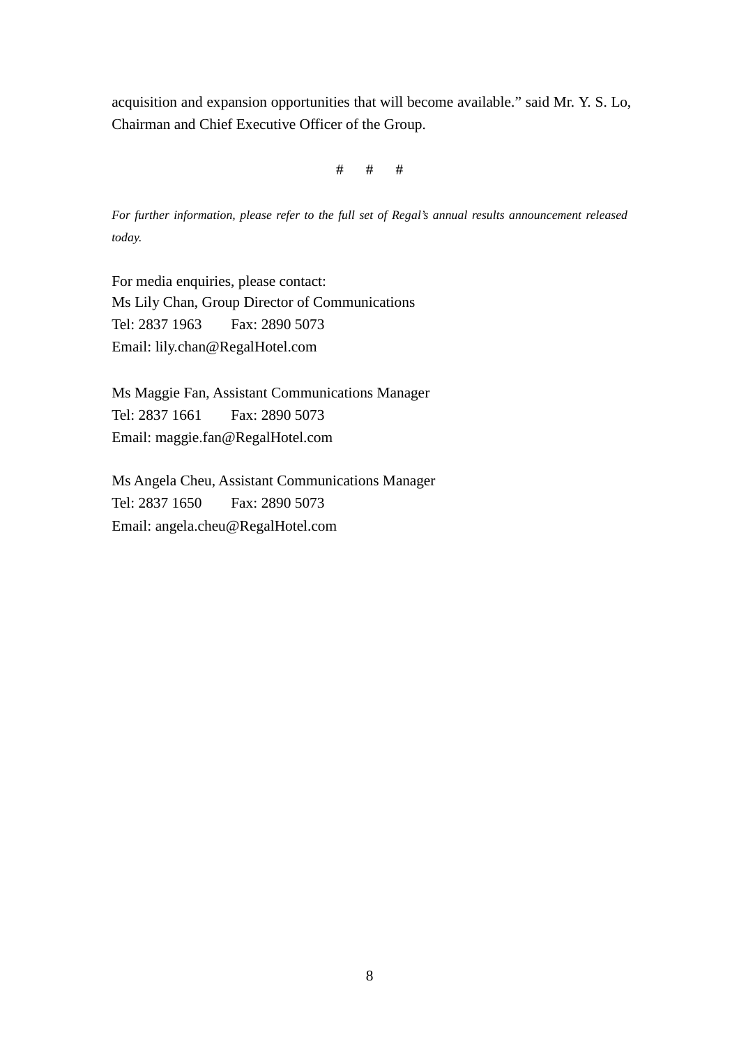acquisition and expansion opportunities that will become available." said Mr. Y. S. Lo, Chairman and Chief Executive Officer of the Group.

# # #

*For further information, please refer to the full set of Regal's annual results announcement released today.*

For media enquiries, please contact:
Ms Lily Chan, Group Director of Communications
Tel: 2837 1963 Fax: 2890 5073
Email: lily.chan@RegalHotel.com

Ms Maggie Fan, Assistant Communications Manager
Tel: 2837 1661 Fax: 2890 5073
Email: maggie.fan@RegalHotel.com

Ms Angela Cheu, Assistant Communications Manager
Tel: 2837 1650 Fax: 2890 5073
Email: angela.cheu@RegalHotel.com